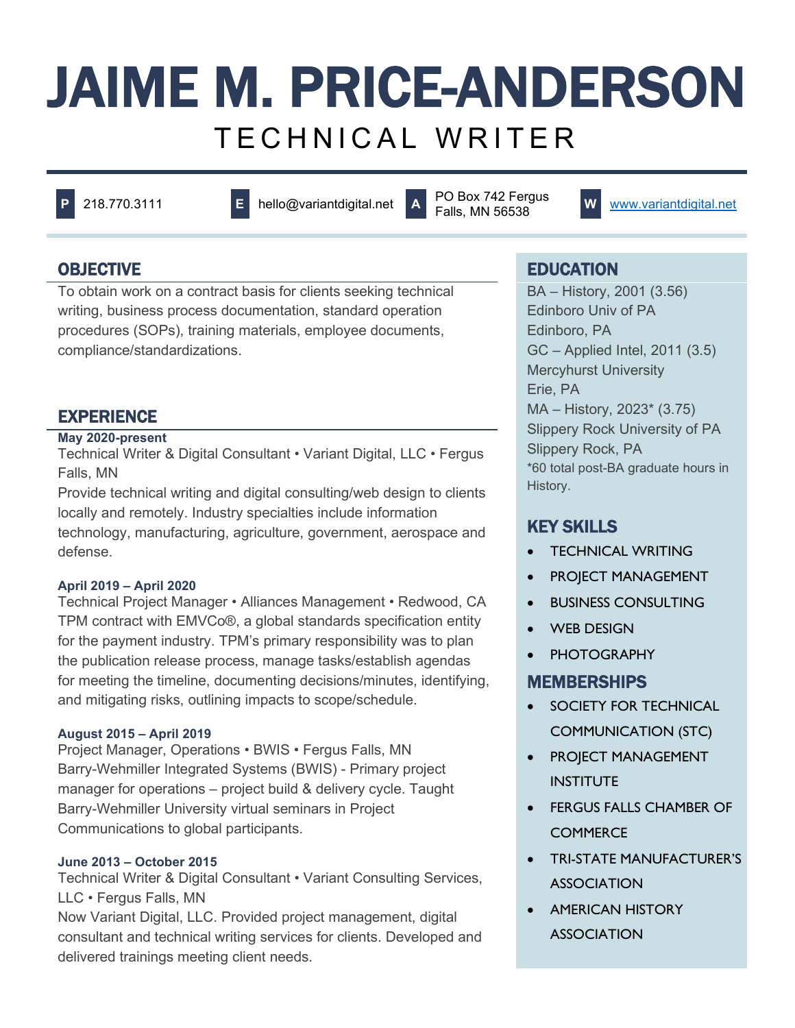# JAIME M. PRICE-ANDERSON

## TECHNICAL WRITER

**P** 218.770.3111 **E** hello@variantdigital.net **A** PO Box 742 Fergus Falls, MN 56538 **W** www.variantdigital.net

## OBJECTIVE

To obtain work on a contract basis for clients seeking technical writing, business process documentation, standard operation procedures (SOPs), training materials, employee documents, compliance/standardizations.

## EXPERIENCE

**May 2020-present**
Technical Writer & Digital Consultant • Variant Digital, LLC • Fergus Falls, MN
Provide technical writing and digital consulting/web design to clients locally and remotely. Industry specialties include information technology, manufacturing, agriculture, government, aerospace and defense.

**April 2019 – April 2020**
Technical Project Manager • Alliances Management • Redwood, CA
TPM contract with EMVCo®, a global standards specification entity for the payment industry. TPM's primary responsibility was to plan the publication release process, manage tasks/establish agendas for meeting the timeline, documenting decisions/minutes, identifying, and mitigating risks, outlining impacts to scope/schedule.

**August 2015 – April 2019**
Project Manager, Operations • BWIS • Fergus Falls, MN
Barry-Wehmiller Integrated Systems (BWIS) - Primary project manager for operations – project build & delivery cycle. Taught Barry-Wehmiller University virtual seminars in Project Communications to global participants.

**June 2013 – October 2015**
Technical Writer & Digital Consultant • Variant Consulting Services, LLC • Fergus Falls, MN
Now Variant Digital, LLC. Provided project management, digital consultant and technical writing services for clients. Developed and delivered trainings meeting client needs.

## EDUCATION

BA – History, 2001 (3.56)
Edinboro Univ of PA
Edinboro, PA
GC – Applied Intel, 2011 (3.5)
Mercyhurst University
Erie, PA
MA – History, 2023* (3.75)
Slippery Rock University of PA
Slippery Rock, PA
*60 total post-BA graduate hours in History.

## KEY SKILLS

- TECHNICAL WRITING
- PROJECT MANAGEMENT
- BUSINESS CONSULTING
- WEB DESIGN
- PHOTOGRAPHY

## MEMBERSHIPS

- SOCIETY FOR TECHNICAL COMMUNICATION (STC)
- PROJECT MANAGEMENT INSTITUTE
- FERGUS FALLS CHAMBER OF COMMERCE
- TRI-STATE MANUFACTURER'S ASSOCIATION
- AMERICAN HISTORY ASSOCIATION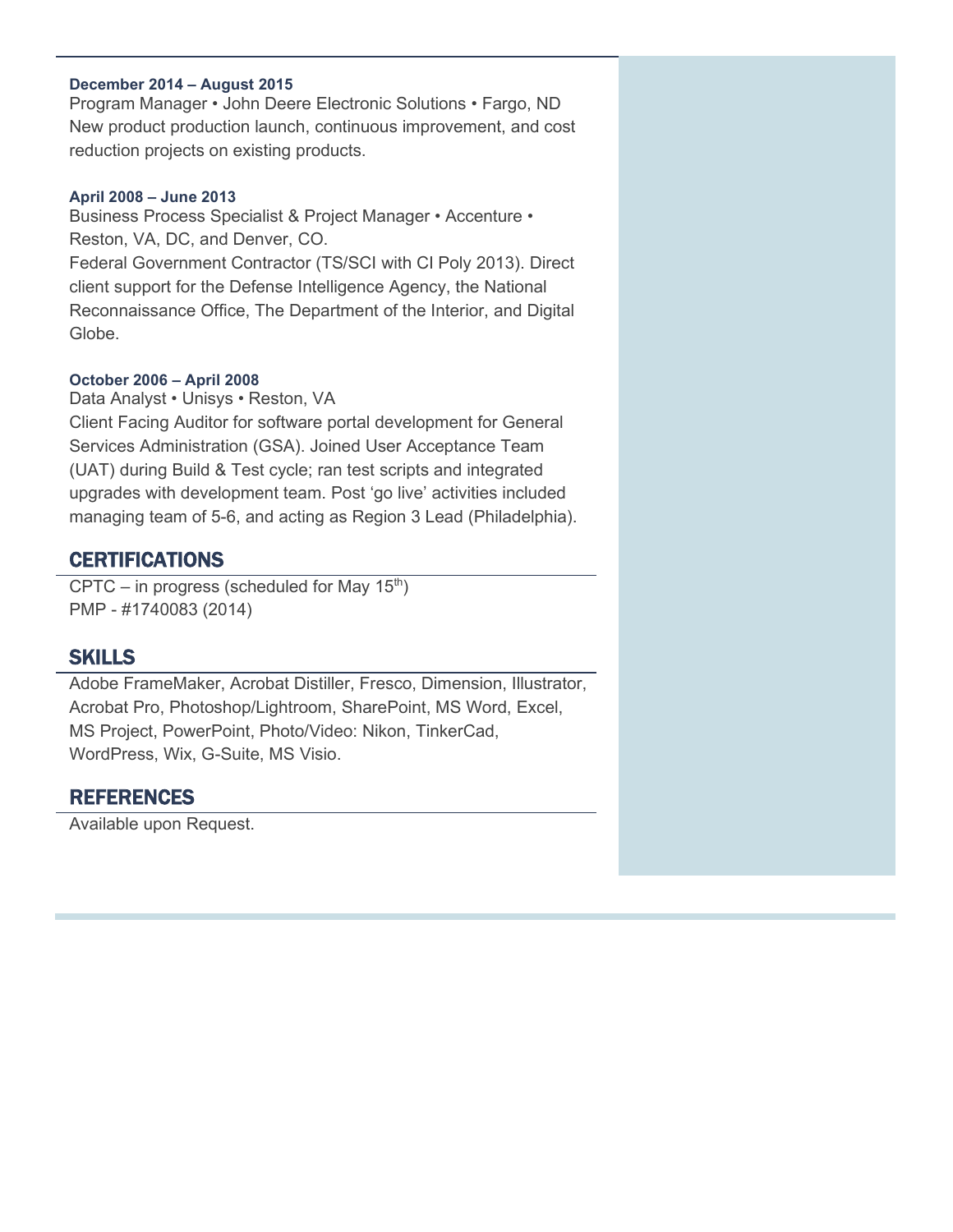**December 2014 – August 2015**
Program Manager • John Deere Electronic Solutions • Fargo, ND
New product production launch, continuous improvement, and cost reduction projects on existing products.

**April 2008 – June 2013**
Business Process Specialist & Project Manager • Accenture • Reston, VA, DC, and Denver, CO.
Federal Government Contractor (TS/SCI with CI Poly 2013). Direct client support for the Defense Intelligence Agency, the National Reconnaissance Office, The Department of the Interior, and Digital Globe.

**October 2006 – April 2008**
Data Analyst • Unisys • Reston, VA
Client Facing Auditor for software portal development for General Services Administration (GSA). Joined User Acceptance Team (UAT) during Build & Test cycle; ran test scripts and integrated upgrades with development team. Post 'go live' activities included managing team of 5-6, and acting as Region 3 Lead (Philadelphia).

## CERTIFICATIONS

CPTC – in progress (scheduled for May 15th)
PMP - #1740083 (2014)

## SKILLS

Adobe FrameMaker, Acrobat Distiller, Fresco, Dimension, Illustrator, Acrobat Pro, Photoshop/Lightroom, SharePoint, MS Word, Excel, MS Project, PowerPoint, Photo/Video: Nikon, TinkerCad, WordPress, Wix, G-Suite, MS Visio.

## REFERENCES

Available upon Request.